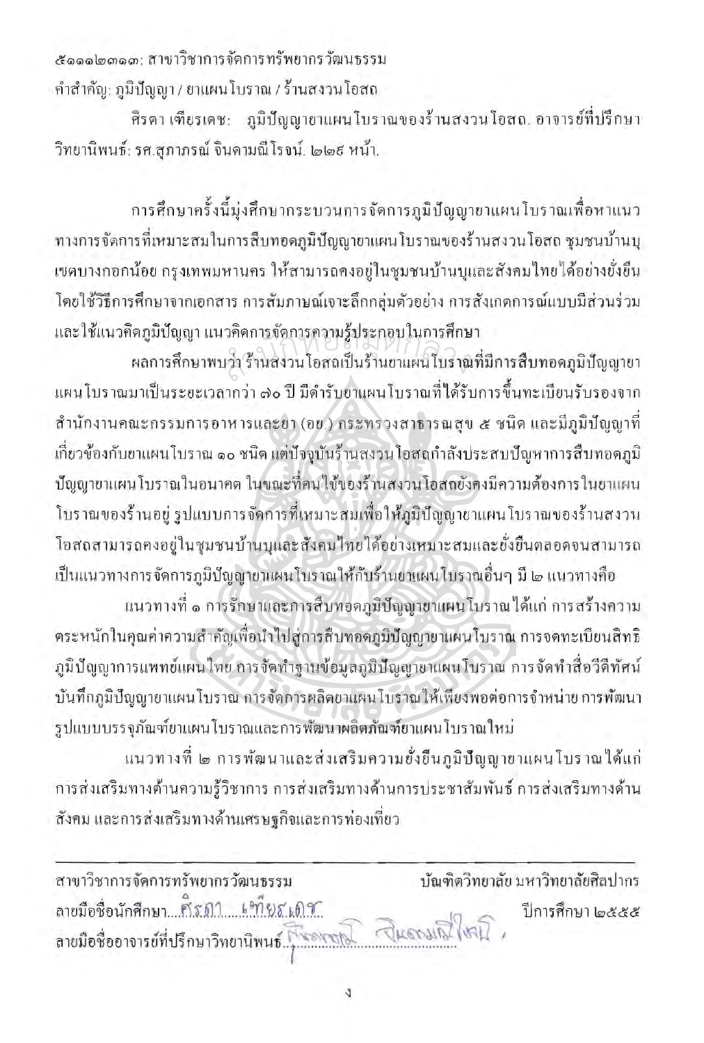๕๑๑๑๒๓๑๓: สาขาวิชาการจัดการทรัพยากรวัฒนธรรม

คำสำคัญ: ภูมิปัญญา / ยาแผนโบราณ / ร้านสงวนโอสถ

ศิรดา เฑียรเดช: ภูมิปัญญายาแผนโบราณของร้านสงวนโอสถ. อาจารย์ที่ปรึกษาวิทยานิพนธ์: รศ.สุภาภรณ์ จินดามณีโรจน์. ๒๒๙ หน้า.

การศึกษาครั้งนี้มุ่งศึกษากระบวนการจัดการภูมิปัญญายาแผนโบราณเพื่อหาแนวทางการจัดการที่เหมาะสมในการสืบทอดภูมิปัญญายาแผนโบราณของร้านสงวนโอสถ ชุมชนบ้านบุ เขตบางกอกน้อย กรุงเทพมหานคร ให้สามารถคงอยู่ในชุมชนบ้านบุและสังคมไทยได้อย่างยั่งยืน โดยใช้วิธีการศึกษาจากเอกสาร การสัมภาษณ์เจาะลึกกลุ่มตัวอย่าง การสังเกตการณ์แบบมีส่วนร่วม และใช้แนวคิดภูมิปัญญา แนวคิดการจัดการความรู้ประกอบในการศึกษา

ผลการศึกษาพบว่า ร้านสงวนโอสถเป็นร้านยาแผนโบราณที่มีการสืบทอดภูมิปัญญายาแผนโบราณมาเป็นระยะเวลากว่า ๗๐ ปี มีตำรับยาแผนโบราณที่ได้รับการขึ้นทะเบียนรับรองจากสำนักงานคณะกรรมการอาหารและยา (อย.) กระทรวงสาธารณสุข ๕ ชนิด และมีภูมิปัญญาที่เกี่ยวข้องกับยาแผนโบราณ ๑๐ ชนิด แต่ปัจจุบันร้านสงวนโอสถกำลังประสบปัญหาการสืบทอดภูมิปัญญายาแผนโบราณในอนาคต ในขณะที่คนไข้ของร้านสงวนโอสถยังคงมีความต้องการในยาแผนโบราณของร้านอยู่ รูปแบบการจัดการที่เหมาะสมเพื่อให้ภูมิปัญญายาแผนโบราณของร้านสงวนโอสถสามารถคงอยู่ในชุมชนบ้านบุและสังคมไทยได้อย่างเหมาะสมและยั่งยืนตลอดจนสามารถเป็นแนวทางการจัดการภูมิปัญญายาแผนโบราณให้กับร้านยาแผนโบราณอื่นๆ มี ๒ แนวทางคือ

แนวทางที่ ๑ การรักษาและการสืบทอดภูมิปัญญายาแผนโบราณได้แก่ การสร้างความตระหนักในคุณค่าความสำคัญเพื่อนำไปสู่การสืบทอดภูมิปัญญายาแผนโบราณ การจดทะเบียนสิทธิภูมิปัญญาการแพทย์แผนไทย การจัดทำฐานข้อมูลภูมิปัญญายาแผนโบราณ การจัดทำสื่อวีดีทัศน์บันทึกภูมิปัญญายาแผนโบราณ การจัดการผลิตยาแผนโบราณให้เพียงพอต่อการจำหน่าย การพัฒนารูปแบบบรรจุภัณฑ์ยาแผนโบราณและการพัฒนาผลิตภัณฑ์ยาแผนโบราณใหม่

แนวทางที่ ๒ การพัฒนาและส่งเสริมความยั่งยืนภูมิปัญญายาแผนโบราณได้แก่ การส่งเสริมทางด้านความรู้วิชาการ การส่งเสริมทางด้านการประชาสัมพันธ์ การส่งเสริมทางด้านสังคม และการส่งเสริมทางด้านเศรษฐกิจและการท่องเที่ยว

---

สาขาวิชาการจัดการทรัพยากรวัฒนธรรม บัณฑิตวิทยาลัย มหาวิทยาลัยศิลปากร

ลายมือชื่อนักศึกษา ศิรดา เฑียรเดช ปีการศึกษา ๒๕๕๕

ลายมือชื่ออาจารย์ที่ปรึกษาวิทยานิพนธ์ สุภาภรณ์ จินดามณีโรจน์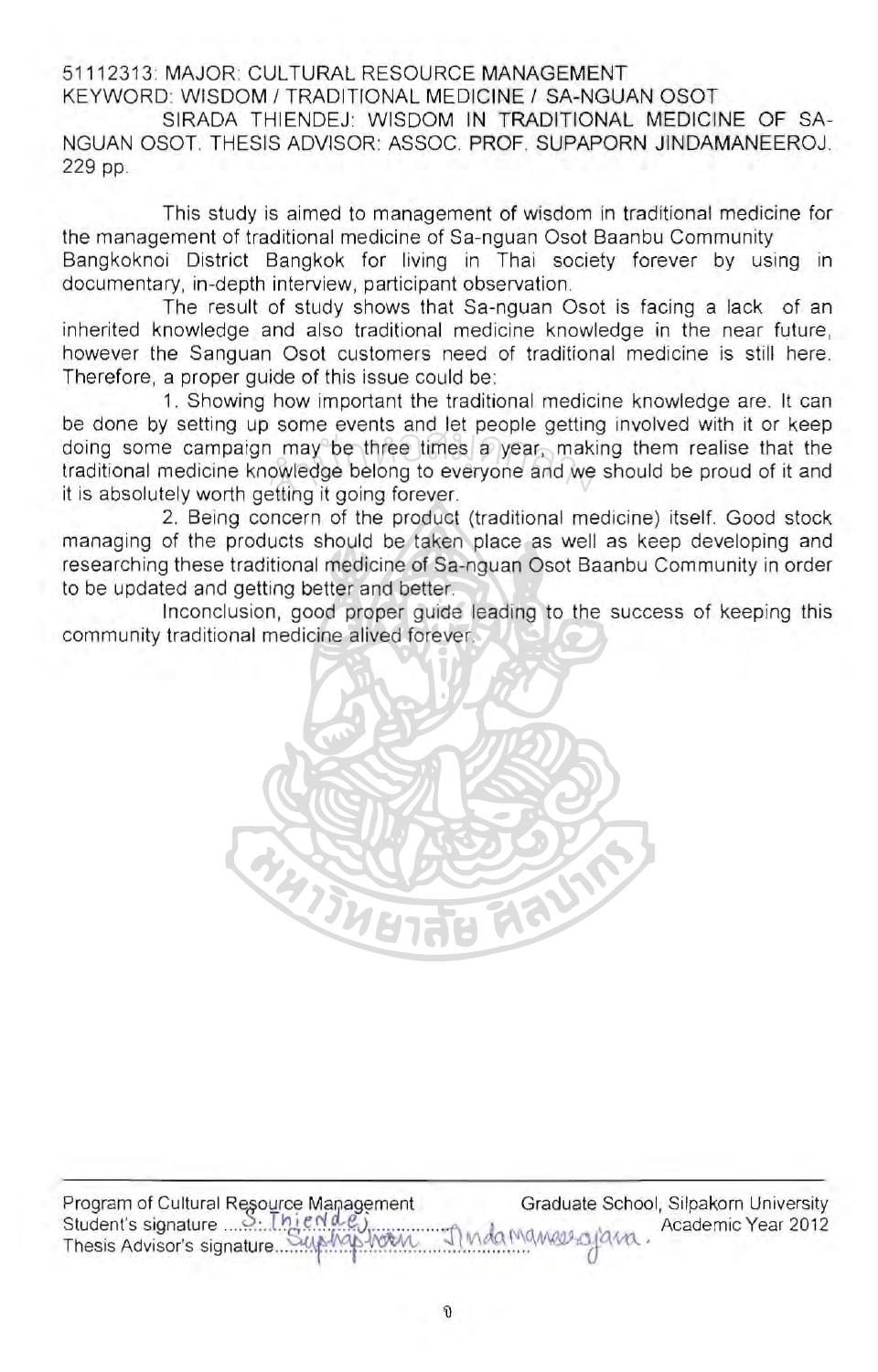51112313: MAJOR: CULTURAL RESOURCE MANAGEMENT
KEYWORD: WISDOM / TRADITIONAL MEDICINE / SA-NGUAN OSOT

SIRADA THIENDEJ: WISDOM IN TRADITIONAL MEDICINE OF SA-NGUAN OSOT. THESIS ADVISOR: ASSOC. PROF. SUPAPORN JINDAMANEEROJ. 229 pp.

This study is aimed to management of wisdom in traditional medicine for the management of traditional medicine of Sa-nguan Osot Baanbu Community Bangkoknoi District Bangkok for living in Thai society forever by using in documentary, in-depth interview, participant observation.

The result of study shows that Sa-nguan Osot is facing a lack of an inherited knowledge and also traditional medicine knowledge in the near future, however the Sanguan Osot customers need of traditional medicine is still here. Therefore, a proper guide of this issue could be:

1. Showing how important the traditional medicine knowledge are. It can be done by setting up some events and let people getting involved with it or keep doing some campaign may be three times a year, making them realise that the traditional medicine knowledge belong to everyone and we should be proud of it and it is absolutely worth getting it going forever.

2. Being concern of the product (traditional medicine) itself. Good stock managing of the products should be taken place as well as keep developing and researching these traditional medicine of Sa-nguan Osot Baanbu Community in order to be updated and getting better and better.

Inconclusion, good proper guide leading to the success of keeping this community traditional medicine alived forever.

Program of Cultural Resource Management
Graduate School, Silpakorn University
Student's signature ........S. Thiendej........
Academic Year 2012
Thesis Advisor's signature........Supaporn Jindamaneerojana.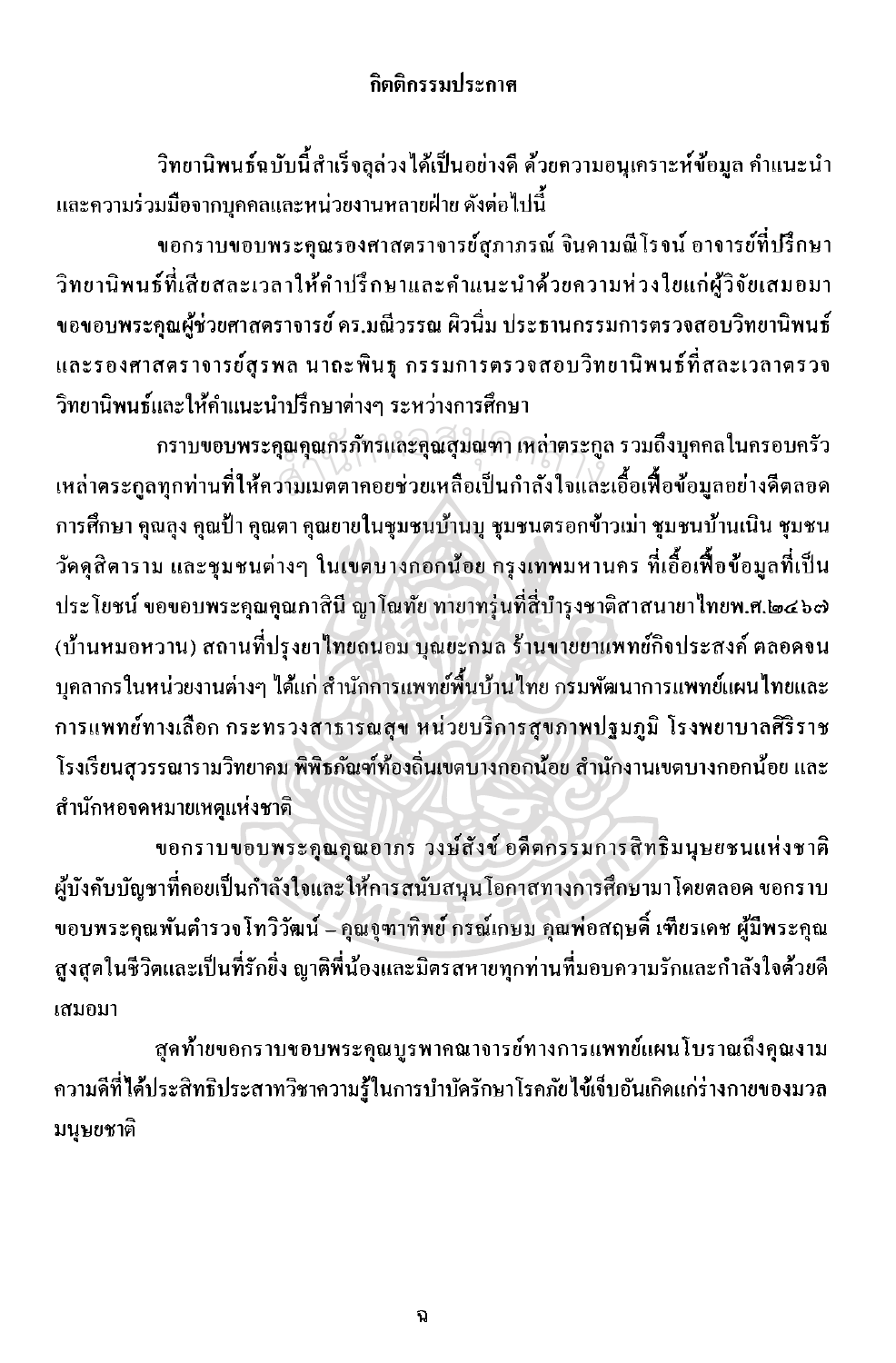# กิตติกรรมประกาศ

วิทยานิพนธ์ฉบับนี้สำเร็จลุล่วงได้เป็นอย่างดี ด้วยความอนุเคราะห์ข้อมูล คำแนะนำและความร่วมมือจากบุคคลและหน่วยงานหลายฝ่าย ดังต่อไปนี้

ขอกราบขอบพระคุณรองศาสตราจารย์สุภาภรณ์ จินดามณีโรจน์ อาจารย์ที่ปรึกษาวิทยานิพนธ์ที่เสียสละเวลาให้คำปรึกษาและคำแนะนำด้วยความห่วงใยแก่ผู้วิจัยเสมอมา ขอขอบพระคุณผู้ช่วยศาสตราจารย์ ดร.มณีวรรณ ผิวนิ่ม ประธานกรรมการตรวจสอบวิทยานิพนธ์ และรองศาสตราจารย์สุรพล นาถะพินธุ กรรมการตรวจสอบวิทยานิพนธ์ที่สละเวลาตรวจวิทยานิพนธ์และให้คำแนะนำปรึกษาต่างๆ ระหว่างการศึกษา

กราบขอบพระคุณคุณกรภัทรและคุณสุมณฑา เหล่าตระกูล รวมถึงบุคคลในครอบครัวเหล่าตระกูลทุกท่านที่ให้ความเมตตาคอยช่วยเหลือเป็นกำลังใจและเอื้อเฟื้อข้อมูลอย่างดีตลอดการศึกษา คุณลุง คุณป้า คุณตา คุณยายในชุมชนบ้านบุ ชุมชนตรอกข้าวเม่า ชุมชนบ้านเนิน ชุมชนวัดดุสิตาราม และชุมชนต่างๆ ในเขตบางกอกน้อย กรุงเทพมหานคร ที่เอื้อเฟื้อข้อมูลที่เป็นประโยชน์ ขอขอบพระคุณคุณภาสินี ญาโณทัย ทายาทรุ่นที่สี่บำรุงชาติสาสนายาไทยพ.ศ.๒๔๖๗ (บ้านหมอหวาน) สถานที่ปรุงยาไทยถนอม บุญยะกมล ร้านขายยาแพทย์กิจประสงค์ ตลอดจนบุคลากรในหน่วยงานต่างๆ ได้แก่ สำนักการแพทย์พื้นบ้านไทย กรมพัฒนาการแพทย์แผนไทยและการแพทย์ทางเลือก กระทรวงสาธารณสุข หน่วยบริการสุขภาพปฐมภูมิ โรงพยาบาลศิริราช โรงเรียนสุวรรณารามวิทยาคม พิพิธภัณฑ์ท้องถิ่นเขตบางกอกน้อย สำนักงานเขตบางกอกน้อย และสำนักหอจดหมายเหตุแห่งชาติ

ขอกราบขอบพระคุณคุณอาภร วงษ์สังข์ อดีตกรรมการสิทธิมนุษยชนแห่งชาติ ผู้บังคับบัญชาที่คอยเป็นกำลังใจและให้การสนับสนุนโอกาสทางการศึกษามาโดยตลอด ขอกราบขอบพระคุณพันตำรวจโทวิวัฒน์ – คุณจุฑาทิพย์ กรณ์เกษม คุณพ่อสฤษดิ์ เฑียรเดช ผู้มีพระคุณสูงสุดในชีวิตและเป็นที่รักยิ่ง ญาติพี่น้องและมิตรสหายทุกท่านที่มอบความรักและกำลังใจด้วยดีเสมอมา

สุดท้ายขอกราบขอบพระคุณบูรพาคณาจารย์ทางการแพทย์แผนโบราณถึงคุณงามความดีที่ได้ประสิทธิประสาทวิชาความรู้ในการบำบัดรักษาโรคภัยไข้เจ็บอันเกิดแก่ร่างกายของมวลมนุษยชาติ